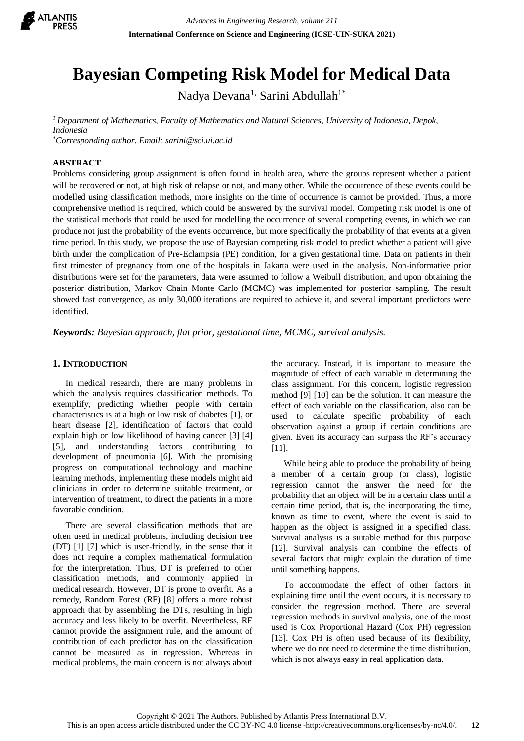# Bayesian Competing Risk Model for Medical Data

Nadya Devana[1], Sarini Abdullah[1*]

[1] *Department of Mathematics, Faculty of Mathematics and Natural Sciences, University of Indonesia, Depok, Indonesia*
[*] *Corresponding author. Email: sarini@sci.ui.ac.id*

## ABSTRACT

Problems considering group assignment is often found in health area, where the groups represent whether a patient will be recovered or not, at high risk of relapse or not, and many other. While the occurrence of these events could be modelled using classification methods, more insights on the time of occurrence is cannot be provided. Thus, a more comprehensive method is required, which could be answered by the survival model. Competing risk model is one of the statistical methods that could be used for modelling the occurrence of several competing events, in which we can produce not just the probability of the events occurrence, but more specifically the probability of that events at a given time period. In this study, we propose the use of Bayesian competing risk model to predict whether a patient will give birth under the complication of Pre-Eclampsia (PE) condition, for a given gestational time. Data on patients in their first trimester of pregnancy from one of the hospitals in Jakarta were used in the analysis. Non-informative prior distributions were set for the parameters, data were assumed to follow a Weibull distribution, and upon obtaining the posterior distribution, Markov Chain Monte Carlo (MCMC) was implemented for posterior sampling. The result showed fast convergence, as only 30,000 iterations are required to achieve it, and several important predictors were identified.

***Keywords:*** *Bayesian approach, flat prior, gestational time, MCMC, survival analysis.*

## 1. INTRODUCTION

In medical research, there are many problems in which the analysis requires classification methods. To exemplify, predicting whether people with certain characteristics is at a high or low risk of diabetes [1], or heart disease [2], identification of factors that could explain high or low likelihood of having cancer [3] [4] [5], and understanding factors contributing to development of pneumonia [6]. With the promising progress on computational technology and machine learning methods, implementing these models might aid clinicians in order to determine suitable treatment, or intervention of treatment, to direct the patients in a more favorable condition.

There are several classification methods that are often used in medical problems, including decision tree (DT) [1] [7] which is user-friendly, in the sense that it does not require a complex mathematical formulation for the interpretation. Thus, DT is preferred to other classification methods, and commonly applied in medical research. However, DT is prone to overfit. As a remedy, Random Forest (RF) [8] offers a more robust approach that by assembling the DTs, resulting in high accuracy and less likely to be overfit. Nevertheless, RF cannot provide the assignment rule, and the amount of contribution of each predictor has on the classification cannot be measured as in regression. Whereas in medical problems, the main concern is not always about the accuracy. Instead, it is important to measure the magnitude of effect of each variable in determining the class assignment. For this concern, logistic regression method [9] [10] can be the solution. It can measure the effect of each variable on the classification, also can be used to calculate specific probability of each observation against a group if certain conditions are given. Even its accuracy can surpass the RF's accuracy [11].

While being able to produce the probability of being a member of a certain group (or class), logistic regression cannot the answer the need for the probability that an object will be in a certain class until a certain time period, that is, the incorporating the time, known as time to event, where the event is said to happen as the object is assigned in a specified class. Survival analysis is a suitable method for this purpose [12]. Survival analysis can combine the effects of several factors that might explain the duration of time until something happens.

To accommodate the effect of other factors in explaining time until the event occurs, it is necessary to consider the regression method. There are several regression methods in survival analysis, one of the most used is Cox Proportional Hazard (Cox PH) regression [13]. Cox PH is often used because of its flexibility, where we do not need to determine the time distribution, which is not always easy in real application data.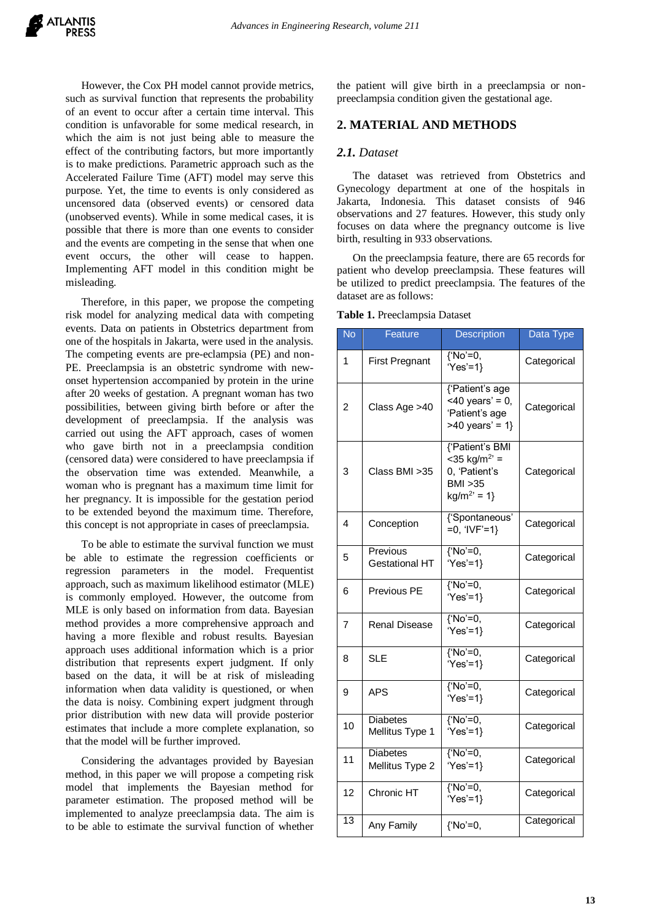However, the Cox PH model cannot provide metrics, such as survival function that represents the probability of an event to occur after a certain time interval. This condition is unfavorable for some medical research, in which the aim is not just being able to measure the effect of the contributing factors, but more importantly is to make predictions. Parametric approach such as the Accelerated Failure Time (AFT) model may serve this purpose. Yet, the time to events is only considered as uncensored data (observed events) or censored data (unobserved events). While in some medical cases, it is possible that there is more than one events to consider and the events are competing in the sense that when one event occurs, the other will cease to happen. Implementing AFT model in this condition might be misleading.

Therefore, in this paper, we propose the competing risk model for analyzing medical data with competing events. Data on patients in Obstetrics department from one of the hospitals in Jakarta, were used in the analysis. The competing events are pre-eclampsia (PE) and non-PE. Preeclampsia is an obstetric syndrome with new-onset hypertension accompanied by protein in the urine after 20 weeks of gestation. A pregnant woman has two possibilities, between giving birth before or after the development of preeclampsia. If the analysis was carried out using the AFT approach, cases of women who gave birth not in a preeclampsia condition (censored data) were considered to have preeclampsia if the observation time was extended. Meanwhile, a woman who is pregnant has a maximum time limit for her pregnancy. It is impossible for the gestation period to be extended beyond the maximum time. Therefore, this concept is not appropriate in cases of preeclampsia.

To be able to estimate the survival function we must be able to estimate the regression coefficients or regression parameters in the model. Frequentist approach, such as maximum likelihood estimator (MLE) is commonly employed. However, the outcome from MLE is only based on information from data. Bayesian method provides a more comprehensive approach and having a more flexible and robust results. Bayesian approach uses additional information which is a prior distribution that represents expert judgment. If only based on the data, it will be at risk of misleading information when data validity is questioned, or when the data is noisy. Combining expert judgment through prior distribution with new data will provide posterior estimates that include a more complete explanation, so that the model will be further improved.

Considering the advantages provided by Bayesian method, in this paper we will propose a competing risk model that implements the Bayesian method for parameter estimation. The proposed method will be implemented to analyze preeclampsia data. The aim is to be able to estimate the survival function of whether the patient will give birth in a preeclampsia or non-preeclampsia condition given the gestational age.

## 2. MATERIAL AND METHODS

### *2.1. Dataset*

The dataset was retrieved from Obstetrics and Gynecology department at one of the hospitals in Jakarta, Indonesia. This dataset consists of 946 observations and 27 features. However, this study only focuses on data where the pregnancy outcome is live birth, resulting in 933 observations.

On the preeclampsia feature, there are 65 records for patient who develop preeclampsia. These features will be utilized to predict preeclampsia. The features of the dataset are as follows:

**Table 1.** Preeclampsia Dataset

| No | Feature | Description | Data Type |
|---|---|---|---|
| 1 | First Pregnant | {'No'=0, 'Yes'=1} | Categorical |
| 2 | Class Age >40 | {'Patient's age <40 years' = 0, 'Patient's age >40 years' = 1} | Categorical |
| 3 | Class BMI >35 | {'Patient's BMI <35 kg/m$^2$' = 0, 'Patient's BMI >35 kg/m$^2$' = 1} | Categorical |
| 4 | Conception | {'Spontaneous' =0, 'IVF'=1} | Categorical |
| 5 | Previous Gestational HT | {'No'=0, 'Yes'=1} | Categorical |
| 6 | Previous PE | {'No'=0, 'Yes'=1} | Categorical |
| 7 | Renal Disease | {'No'=0, 'Yes'=1} | Categorical |
| 8 | SLE | {'No'=0, 'Yes'=1} | Categorical |
| 9 | APS | {'No'=0, 'Yes'=1} | Categorical |
| 10 | Diabetes Mellitus Type 1 | {'No'=0, 'Yes'=1} | Categorical |
| 11 | Diabetes Mellitus Type 2 | {'No'=0, 'Yes'=1} | Categorical |
| 12 | Chronic HT | {'No'=0, 'Yes'=1} | Categorical |
| 13 | Any Family | {'No'=0, | Categorical |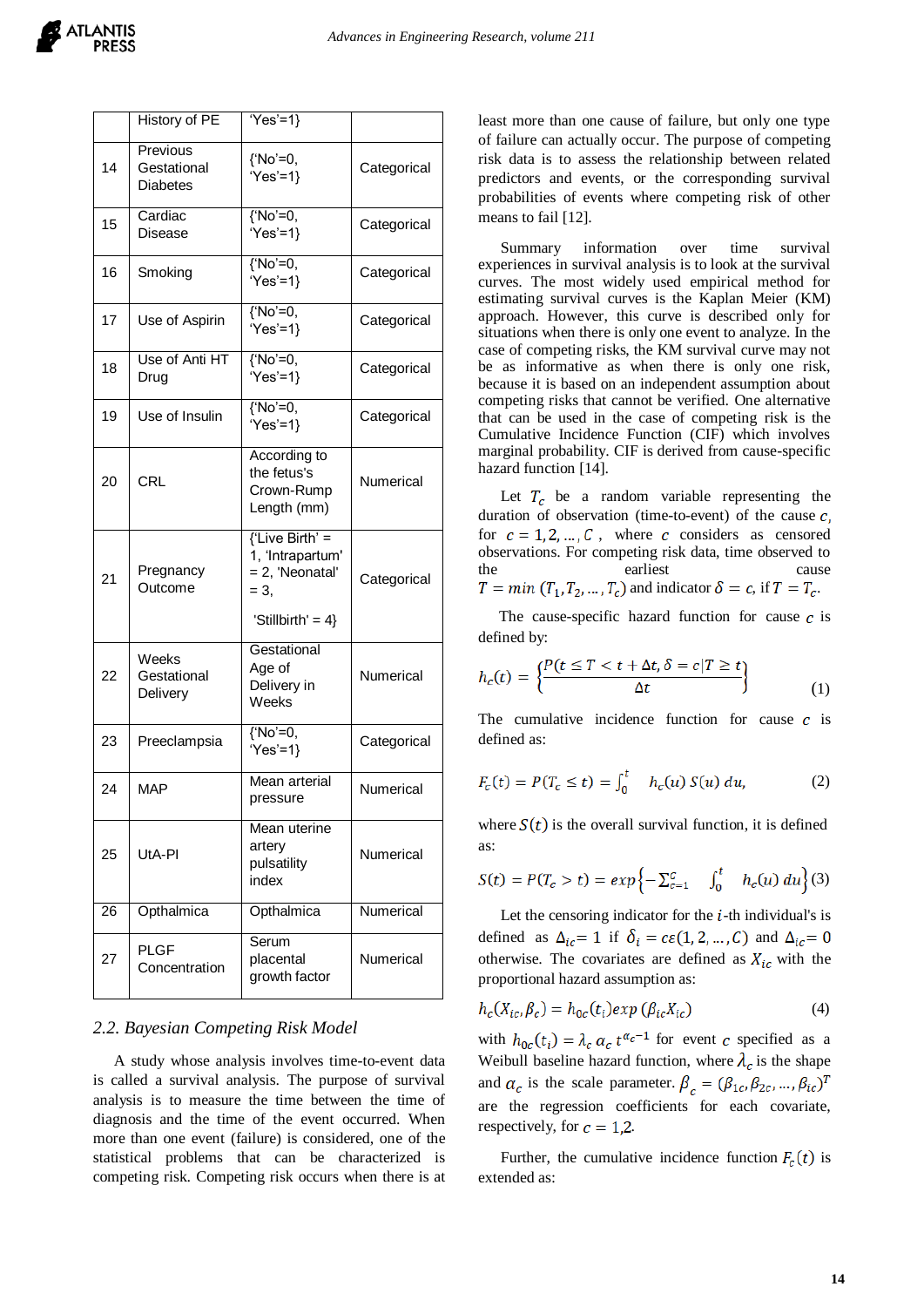|  | History of PE | 'Yes'=1} |  |
|---|---|---|---|
| 14 | Previous Gestational Diabetes | {'No'=0, 'Yes'=1} | Categorical |
| 15 | Cardiac Disease | {'No'=0, 'Yes'=1} | Categorical |
| 16 | Smoking | {'No'=0, 'Yes'=1} | Categorical |
| 17 | Use of Aspirin | {'No'=0, 'Yes'=1} | Categorical |
| 18 | Use of Anti HT Drug | {'No'=0, 'Yes'=1} | Categorical |
| 19 | Use of Insulin | {'No'=0, 'Yes'=1} | Categorical |
| 20 | CRL | According to the fetus's Crown-Rump Length (mm) | Numerical |
| 21 | Pregnancy Outcome | {'Live Birth' = 1, 'Intrapartum' = 2, 'Neonatal' = 3, 'Stillbirth' = 4} | Categorical |
| 22 | Weeks Gestational Delivery | Gestational Age of Delivery in Weeks | Numerical |
| 23 | Preeclampsia | {'No'=0, 'Yes'=1} | Categorical |
| 24 | MAP | Mean arterial pressure | Numerical |
| 25 | UtA-PI | Mean uterine artery pulsatility index | Numerical |
| 26 | Opthalmica | Opthalmica | Numerical |
| 27 | PLGF Concentration | Serum placental growth factor | Numerical |

### 2.2. Bayesian Competing Risk Model

A study whose analysis involves time-to-event data is called a survival analysis. The purpose of survival analysis is to measure the time between the time of diagnosis and the time of the event occurred. When more than one event (failure) is considered, one of the statistical problems that can be characterized is competing risk. Competing risk occurs when there is at least more than one cause of failure, but only one type of failure can actually occur. The purpose of competing risk data is to assess the relationship between related predictors and events, or the corresponding survival probabilities of events where competing risk of other means to fail [12].

Summary information over time survival experiences in survival analysis is to look at the survival curves. The most widely used empirical method for estimating survival curves is the Kaplan Meier (KM) approach. However, this curve is described only for situations when there is only one event to analyze. In the case of competing risks, the KM survival curve may not be as informative as when there is only one risk, because it is based on an independent assumption about competing risks that cannot be verified. One alternative that can be used in the case of competing risk is the Cumulative Incidence Function (CIF) which involves marginal probability. CIF is derived from cause-specific hazard function [14].

Let $T_c$ be a random variable representing the duration of observation (time-to-event) of the cause $c$, for $c = 1, 2, \dots, C$ , where $c$ considers as censored observations. For competing risk data, time observed to the earliest cause $T = min\,(T_1, T_2, \dots, T_c)$ and indicator $\delta = c$, if $T = T_c$.

The cause-specific hazard function for cause $c$ is defined by:

$$h_c(t) = \left\{ \frac{P(t \le T < t + \Delta t, \delta = c | T \ge t)}{\Delta t} \right\} \quad (1)$$

The cumulative incidence function for cause $c$ is defined as:

$$F_c(t) = P(T_c \le t) = \int_0^t h_c(u)\, S(u)\, du, \quad (2)$$

where $S(t)$ is the overall survival function, it is defined as:

$$S(t) = P(T_c > t) = exp\left\{-\sum_{c=1}^{C} \int_0^t h_c(u)\, du\right\} \quad (3)$$

Let the censoring indicator for the $i$-th individual's is defined as $\Delta_{ic} = 1$ if $\delta_i = c\epsilon(1, 2, \dots, C)$ and $\Delta_{ic} = 0$ otherwise. The covariates are defined as $X_{ic}$ with the proportional hazard assumption as:

$$h_c(X_{ic}, \beta_c) = h_{0c}(t_i) exp\,(\beta_{ic} X_{ic}) \quad (4)$$

with $h_{0c}(t_i) = \lambda_c\, \alpha_c\, t^{\alpha_c - 1}$ for event $c$ specified as a Weibull baseline hazard function, where $\lambda_c$ is the shape and $\alpha_c$ is the scale parameter. $\beta_c = (\beta_{1c}, \beta_{2c}, \dots, \beta_{ic})^T$ are the regression coefficients for each covariate, respectively, for $c = 1,2$.

Further, the cumulative incidence function $F_c(t)$ is extended as: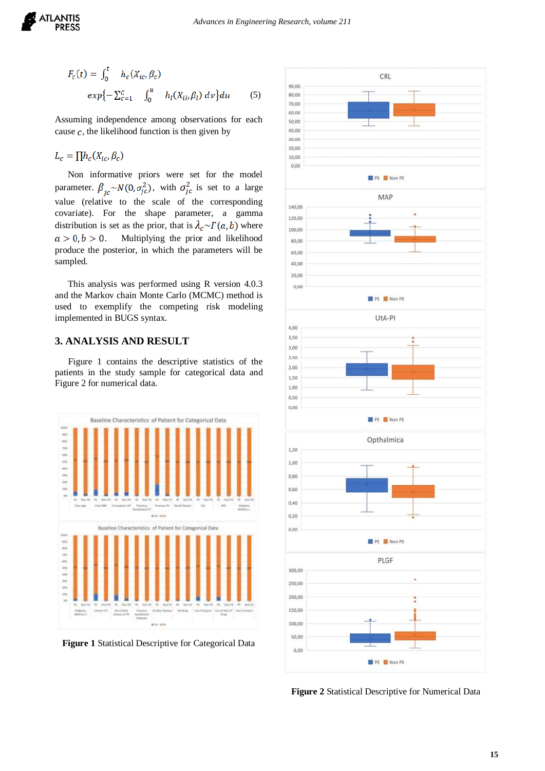$$F_c(t) = \int_0^t h_c(X_{ic}, \beta_c) \exp\{-\sum_{c=1}^{C} \int_0^u h_l(X_{il}, \beta_l)\, dv\} du \quad (5)$$

Assuming independence among observations for each cause $c$, the likelihood function is then given by

$$L_c = \prod h_c(X_{ic}, \beta_c)$$

Non informative priors were set for the model parameter. $\beta_{jc} \sim N(0, \sigma_{jc}^2)$, with $\sigma_{jc}^2$ is set to a large value (relative to the scale of the corresponding covariate). For the shape parameter, a gamma distribution is set as the prior, that is $\lambda_c \sim \Gamma(a, b)$ where $a > 0, b > 0$. Multiplying the prior and likelihood produce the posterior, in which the parameters will be sampled.

This analysis was performed using R version 4.0.3 and the Markov chain Monte Carlo (MCMC) method is used to exemplify the competing risk modeling implemented in BUGS syntax.

## 3. ANALYSIS AND RESULT

Figure 1 contains the descriptive statistics of the patients in the study sample for categorical data and Figure 2 for numerical data.

**Figure 1** Statistical Descriptive for Categorical Data

**Figure 2** Statistical Descriptive for Numerical Data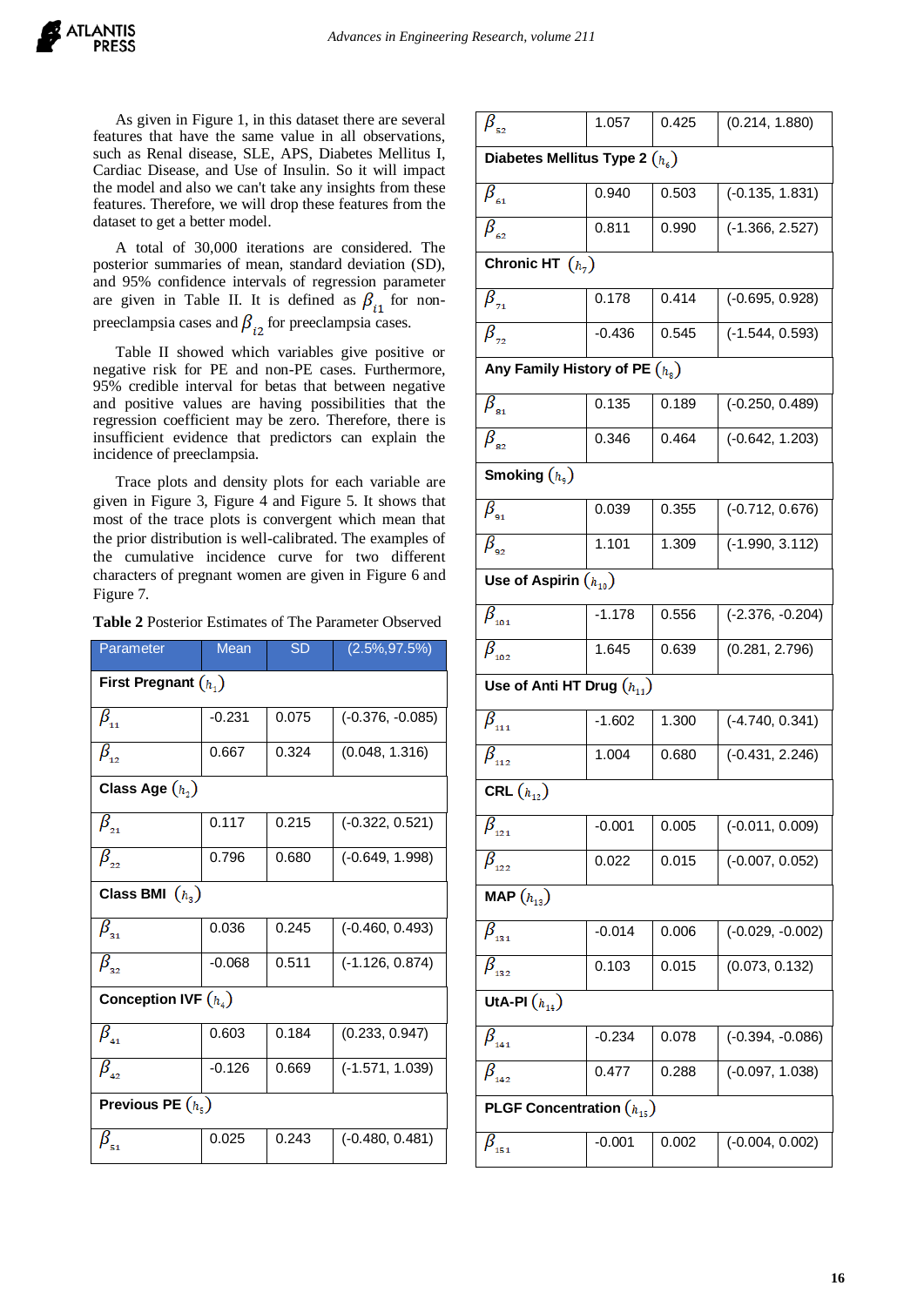As given in Figure 1, in this dataset there are several features that have the same value in all observations, such as Renal disease, SLE, APS, Diabetes Mellitus I, Cardiac Disease, and Use of Insulin. So it will impact the model and also we can't take any insights from these features. Therefore, we will drop these features from the dataset to get a better model.

A total of 30,000 iterations are considered. The posterior summaries of mean, standard deviation (SD), and 95% confidence intervals of regression parameter are given in Table II. It is defined as $\beta_{i1}$ for non-preeclampsia cases and $\beta_{i2}$ for preeclampsia cases.

Table II showed which variables give positive or negative risk for PE and non-PE cases. Furthermore, 95% credible interval for betas that between negative and positive values are having possibilities that the regression coefficient may be zero. Therefore, there is insufficient evidence that predictors can explain the incidence of preeclampsia.

Trace plots and density plots for each variable are given in Figure 3, Figure 4 and Figure 5. It shows that most of the trace plots is convergent which mean that the prior distribution is well-calibrated. The examples of the cumulative incidence curve for two different characters of pregnant women are given in Figure 6 and Figure 7.

**Table 2** Posterior Estimates of The Parameter Observed

| Parameter | Mean | SD | (2.5%,97.5%) |
|---|---|---|---|
| **First Pregnant** $(h_1)$ | | | |
| $\beta_{11}$ | -0.231 | 0.075 | (-0.376, -0.085) |
| $\beta_{12}$ | 0.667 | 0.324 | (0.048, 1.316) |
| **Class Age** $(h_2)$ | | | |
| $\beta_{21}$ | 0.117 | 0.215 | (-0.322, 0.521) |
| $\beta_{22}$ | 0.796 | 0.680 | (-0.649, 1.998) |
| **Class BMI** $(h_3)$ | | | |
| $\beta_{31}$ | 0.036 | 0.245 | (-0.460, 0.493) |
| $\beta_{32}$ | -0.068 | 0.511 | (-1.126, 0.874) |
| **Conception IVF** $(h_4)$ | | | |
| $\beta_{41}$ | 0.603 | 0.184 | (0.233, 0.947) |
| $\beta_{42}$ | -0.126 | 0.669 | (-1.571, 1.039) |
| **Previous PE** $(h_5)$ | | | |
| $\beta_{51}$ | 0.025 | 0.243 | (-0.480, 0.481) |
| $\beta_{52}$ | 1.057 | 0.425 | (0.214, 1.880) |
| **Diabetes Mellitus Type 2** $(h_6)$ | | | |
| $\beta_{61}$ | 0.940 | 0.503 | (-0.135, 1.831) |
| $\beta_{62}$ | 0.811 | 0.990 | (-1.366, 2.527) |
| **Chronic HT** $(h_7)$ | | | |
| $\beta_{71}$ | 0.178 | 0.414 | (-0.695, 0.928) |
| $\beta_{72}$ | -0.436 | 0.545 | (-1.544, 0.593) |
| **Any Family History of PE** $(h_8)$ | | | |
| $\beta_{81}$ | 0.135 | 0.189 | (-0.250, 0.489) |
| $\beta_{82}$ | 0.346 | 0.464 | (-0.642, 1.203) |
| **Smoking** $(h_9)$ | | | |
| $\beta_{91}$ | 0.039 | 0.355 | (-0.712, 0.676) |
| $\beta_{92}$ | 1.101 | 1.309 | (-1.990, 3.112) |
| **Use of Aspirin** $(h_{10})$ | | | |
| $\beta_{101}$ | -1.178 | 0.556 | (-2.376, -0.204) |
| $\beta_{102}$ | 1.645 | 0.639 | (0.281, 2.796) |
| **Use of Anti HT Drug** $(h_{11})$ | | | |
| $\beta_{111}$ | -1.602 | 1.300 | (-4.740, 0.341) |
| $\beta_{112}$ | 1.004 | 0.680 | (-0.431, 2.246) |
| **CRL** $(h_{12})$ | | | |
| $\beta_{121}$ | -0.001 | 0.005 | (-0.011, 0.009) |
| $\beta_{122}$ | 0.022 | 0.015 | (-0.007, 0.052) |
| **MAP** $(h_{13})$ | | | |
| $\beta_{131}$ | -0.014 | 0.006 | (-0.029, -0.002) |
| $\beta_{132}$ | 0.103 | 0.015 | (0.073, 0.132) |
| **UtA-PI** $(h_{14})$ | | | |
| $\beta_{141}$ | -0.234 | 0.078 | (-0.394, -0.086) |
| $\beta_{142}$ | 0.477 | 0.288 | (-0.097, 1.038) |
| **PLGF Concentration** $(h_{15})$ | | | |
| $\beta_{151}$ | -0.001 | 0.002 | (-0.004, 0.002) |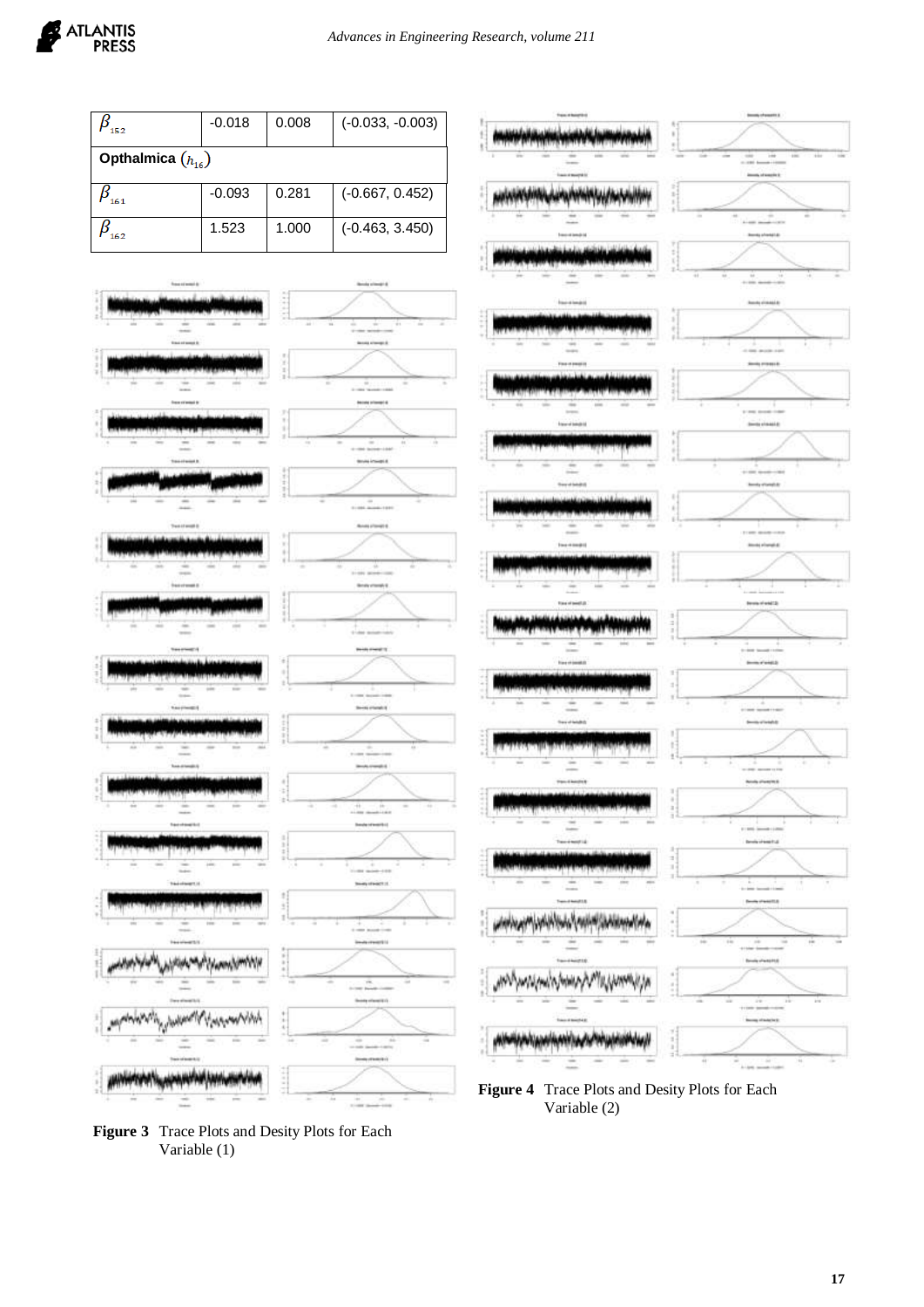| | | | |
|---|---|---|---|
| $\beta_{152}$ | -0.018 | 0.008 | (-0.033, -0.003) |
| **Opthalmica $(h_{16})$** | | | |
| $\beta_{161}$ | -0.093 | 0.281 | (-0.667, 0.452) |
| $\beta_{162}$ | 1.523 | 1.000 | (-0.463, 3.450) |

**Figure 3** Trace Plots and Desity Plots for Each Variable (1)

**Figure 4** Trace Plots and Desity Plots for Each Variable (2)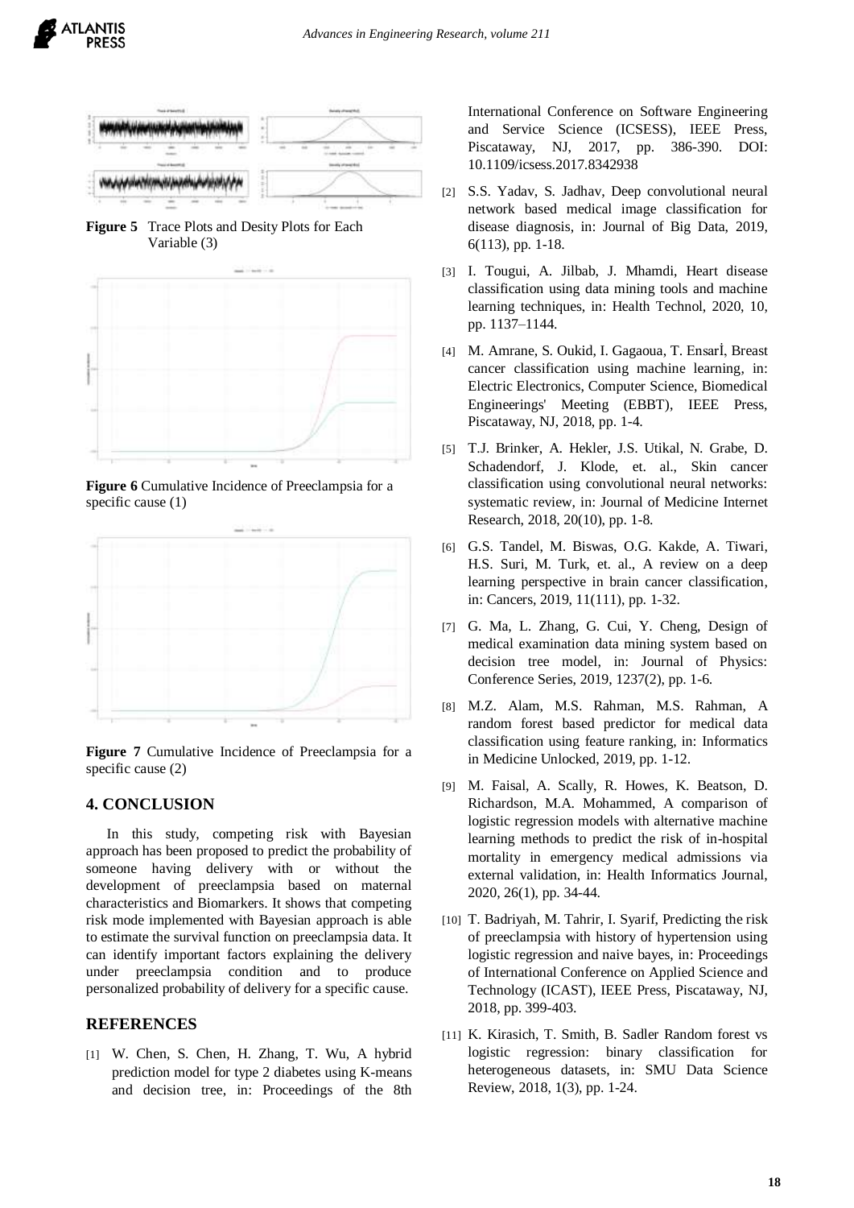**Figure 5** Trace Plots and Desity Plots for Each Variable (3)

**Figure 6** Cumulative Incidence of Preeclampsia for a specific cause (1)

**Figure 7** Cumulative Incidence of Preeclampsia for a specific cause (2)

## 4. CONCLUSION

In this study, competing risk with Bayesian approach has been proposed to predict the probability of someone having delivery with or without the development of preeclampsia based on maternal characteristics and Biomarkers. It shows that competing risk mode implemented with Bayesian approach is able to estimate the survival function on preeclampsia data. It can identify important factors explaining the delivery under preeclampsia condition and to produce personalized probability of delivery for a specific cause.

## REFERENCES

[1] W. Chen, S. Chen, H. Zhang, T. Wu, A hybrid prediction model for type 2 diabetes using K-means and decision tree, in: Proceedings of the 8th International Conference on Software Engineering and Service Science (ICSESS), IEEE Press, Piscataway, NJ, 2017, pp. 386-390. DOI: 10.1109/icsess.2017.8342938

[2] S.S. Yadav, S. Jadhav, Deep convolutional neural network based medical image classification for disease diagnosis, in: Journal of Big Data, 2019, 6(113), pp. 1-18.

[3] I. Tougui, A. Jilbab, J. Mhamdi, Heart disease classification using data mining tools and machine learning techniques, in: Health Technol, 2020, 10, pp. 1137–1144.

[4] M. Amrane, S. Oukid, I. Gagaoua, T. Ensarİ, Breast cancer classification using machine learning, in: Electric Electronics, Computer Science, Biomedical Engineerings' Meeting (EBBT), IEEE Press, Piscataway, NJ, 2018, pp. 1-4.

[5] T.J. Brinker, A. Hekler, J.S. Utikal, N. Grabe, D. Schadendorf, J. Klode, et. al., Skin cancer classification using convolutional neural networks: systematic review, in: Journal of Medicine Internet Research, 2018, 20(10), pp. 1-8.

[6] G.S. Tandel, M. Biswas, O.G. Kakde, A. Tiwari, H.S. Suri, M. Turk, et. al., A review on a deep learning perspective in brain cancer classification, in: Cancers, 2019, 11(111), pp. 1-32.

[7] G. Ma, L. Zhang, G. Cui, Y. Cheng, Design of medical examination data mining system based on decision tree model, in: Journal of Physics: Conference Series, 2019, 1237(2), pp. 1-6.

[8] M.Z. Alam, M.S. Rahman, M.S. Rahman, A random forest based predictor for medical data classification using feature ranking, in: Informatics in Medicine Unlocked, 2019, pp. 1-12.

[9] M. Faisal, A. Scally, R. Howes, K. Beatson, D. Richardson, M.A. Mohammed, A comparison of logistic regression models with alternative machine learning methods to predict the risk of in-hospital mortality in emergency medical admissions via external validation, in: Health Informatics Journal, 2020, 26(1), pp. 34-44.

[10] T. Badriyah, M. Tahrir, I. Syarif, Predicting the risk of preeclampsia with history of hypertension using logistic regression and naive bayes, in: Proceedings of International Conference on Applied Science and Technology (ICAST), IEEE Press, Piscataway, NJ, 2018, pp. 399-403.

[11] K. Kirasich, T. Smith, B. Sadler Random forest vs logistic regression: binary classification for heterogeneous datasets, in: SMU Data Science Review, 2018, 1(3), pp. 1-24.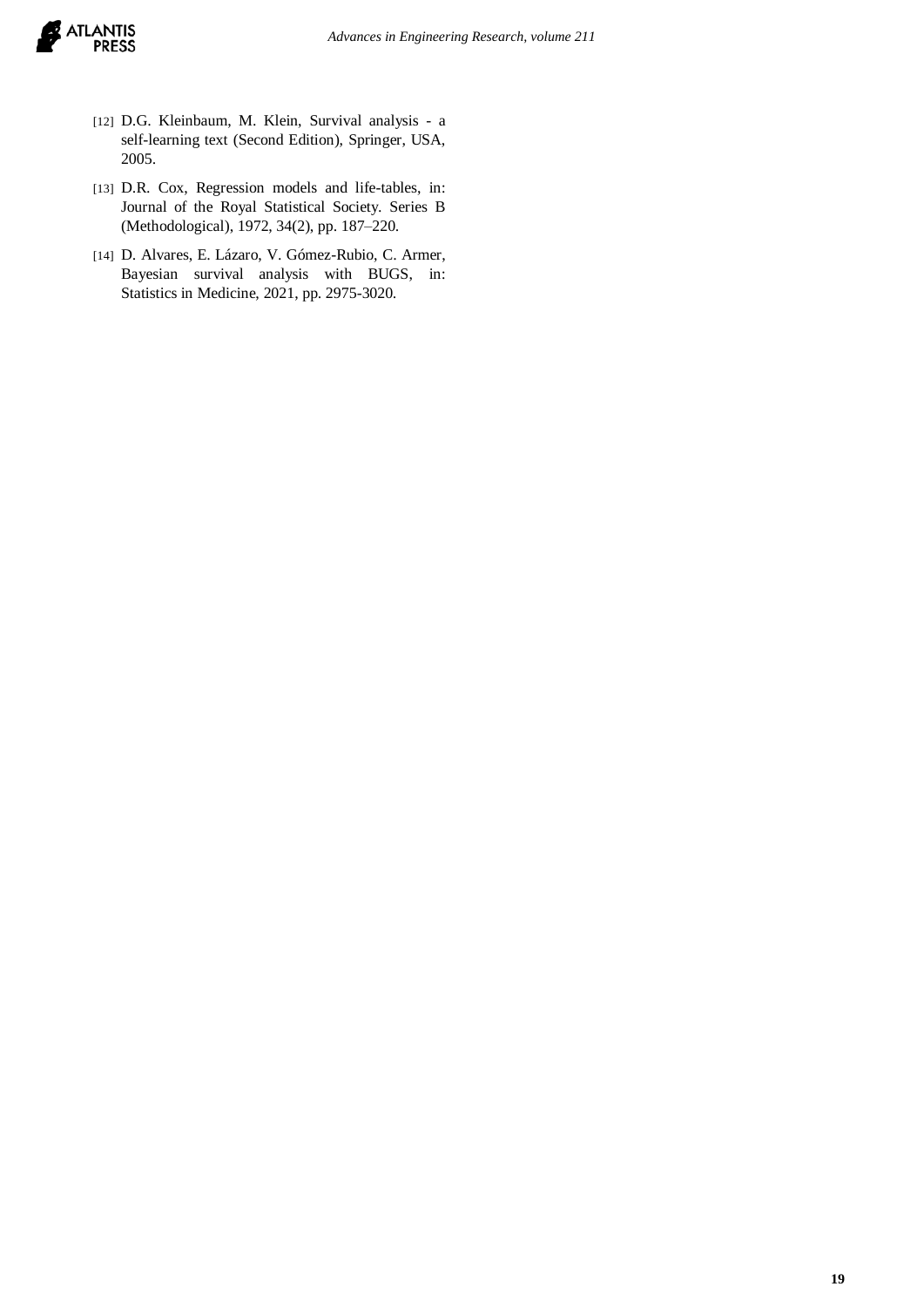[12] D.G. Kleinbaum, M. Klein, Survival analysis - a self-learning text (Second Edition), Springer, USA, 2005.

[13] D.R. Cox, Regression models and life-tables, in: Journal of the Royal Statistical Society. Series B (Methodological), 1972, 34(2), pp. 187–220.

[14] D. Alvares, E. Lázaro, V. Gómez-Rubio, C. Armer, Bayesian survival analysis with BUGS, in: Statistics in Medicine, 2021, pp. 2975-3020.